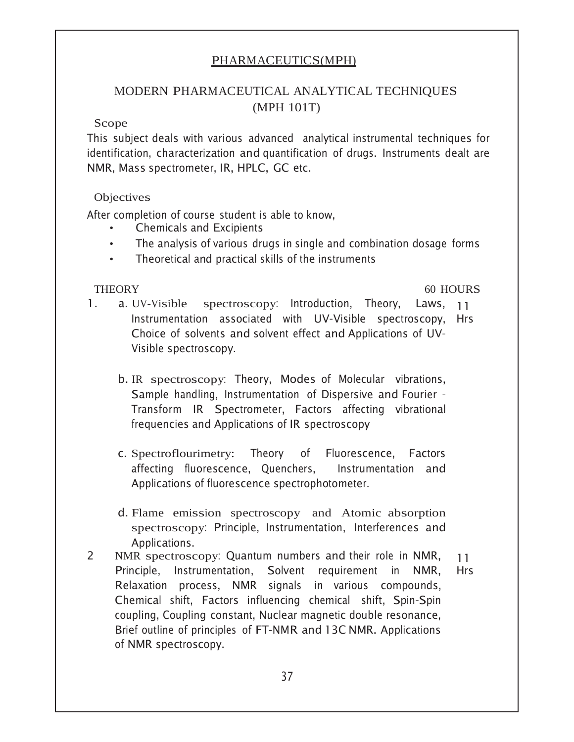# PHARMACEUTICS(MPH)

## MODERN PHARMACEUTICAL ANALYTICAL TECHNIQUES (MPH 101T)

### Scope

This subject deals with various advanced analytical instrumental techniques for identification, characterization and quantification of drugs. Instruments dealt are NMR, Mass spectrometer, IR, HPLC, GC etc.

### Objectives

After completion of course student is able to know,

- Chemicals and Excipients
- The analysis of various drugs in single and combination dosage forms
- Theoretical and practical skills of the instruments

### THEORY — 60 HOURS

1. **a. UV-Visible spectroscopy:** Introduction, Theory, Laws, Instrumentation associated with UV-Visible spectroscopy, Choice of solvents and solvent effect and Applications of UV-Visible spectroscopy. — **11 Hrs**

   **b. IR spectroscopy:** Theory, Modes of Molecular vibrations, Sample handling, Instrumentation of Dispersive and Fourier - Transform IR Spectrometer, Factors affecting vibrational frequencies and Applications of IR spectroscopy

   **c. Spectroflourimetry:** Theory of Fluorescence, Factors affecting fluorescence, Quenchers, Instrumentation and Applications of fluorescence spectrophotometer.

   **d. Flame emission spectroscopy and Atomic absorption spectroscopy:** Principle, Instrumentation, Interferences and Applications.

2. **NMR spectroscopy:** Quantum numbers and their role in NMR, Principle, Instrumentation, Solvent requirement in NMR, Relaxation process, NMR signals in various compounds, Chemical shift, Factors influencing chemical shift, Spin-Spin coupling, Coupling constant, Nuclear magnetic double resonance, Brief outline of principles of FT-NMR and 13C NMR. Applications of NMR spectroscopy. — **11 Hrs**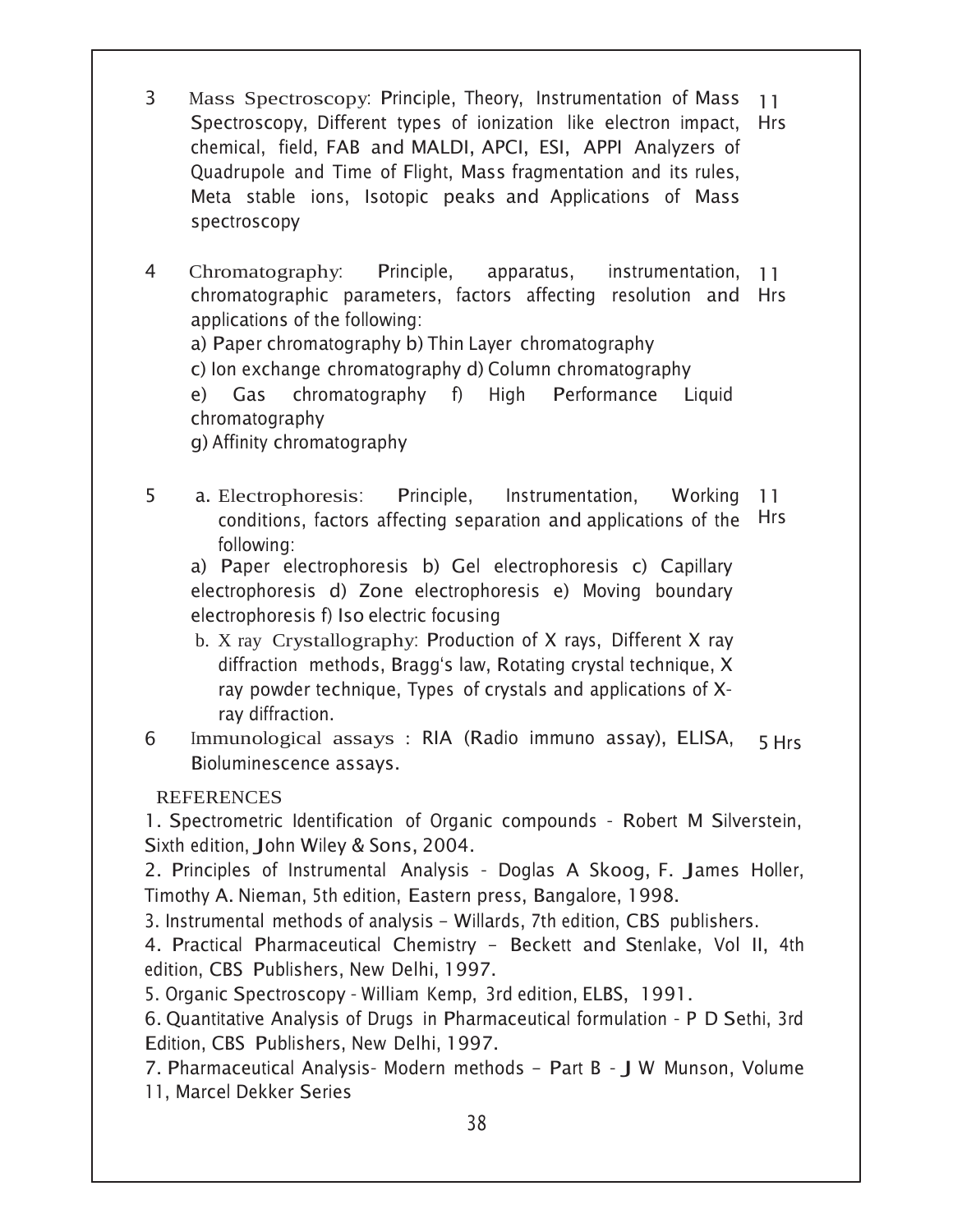3 **Mass Spectroscopy**: Principle, Theory, Instrumentation of Mass Spectroscopy, Different types of ionization like electron impact, chemical, field, FAB and MALDI, APCI, ESI, APPI Analyzers of Quadrupole and Time of Flight, Mass fragmentation and its rules, Meta stable ions, Isotopic peaks and Applications of Mass spectroscopy — 11 Hrs

4 **Chromatography**: Principle, apparatus, instrumentation, chromatographic parameters, factors affecting resolution and applications of the following: — 11 Hrs

a) Paper chromatography b) Thin Layer chromatography
c) Ion exchange chromatography d) Column chromatography
e) Gas chromatography f) High Performance Liquid chromatography
g) Affinity chromatography

5 a. **Electrophoresis**: Principle, Instrumentation, Working conditions, factors affecting separation and applications of the following: — 11 Hrs

a) Paper electrophoresis b) Gel electrophoresis c) Capillary electrophoresis d) Zone electrophoresis e) Moving boundary electrophoresis f) Iso electric focusing

b. **X ray Crystallography**: Production of X rays, Different X ray diffraction methods, Bragg's law, Rotating crystal technique, X ray powder technique, Types of crystals and applications of X-ray diffraction.

6 **Immunological assays** : RIA (Radio immuno assay), ELISA, Bioluminescence assays. — 5 Hrs

## REFERENCES

1. Spectrometric Identification of Organic compounds - Robert M Silverstein, Sixth edition, John Wiley & Sons, 2004.
2. Principles of Instrumental Analysis - Doglas A Skoog, F. James Holler, Timothy A. Nieman, 5th edition, Eastern press, Bangalore, 1998.
3. Instrumental methods of analysis – Willards, 7th edition, CBS publishers.
4. Practical Pharmaceutical Chemistry – Beckett and Stenlake, Vol II, 4th edition, CBS Publishers, New Delhi, 1997.
5. Organic Spectroscopy - William Kemp, 3rd edition, ELBS, 1991.
6. Quantitative Analysis of Drugs in Pharmaceutical formulation - P D Sethi, 3rd Edition, CBS Publishers, New Delhi, 1997.
7. Pharmaceutical Analysis- Modern methods – Part B - J W Munson, Volume 11, Marcel Dekker Series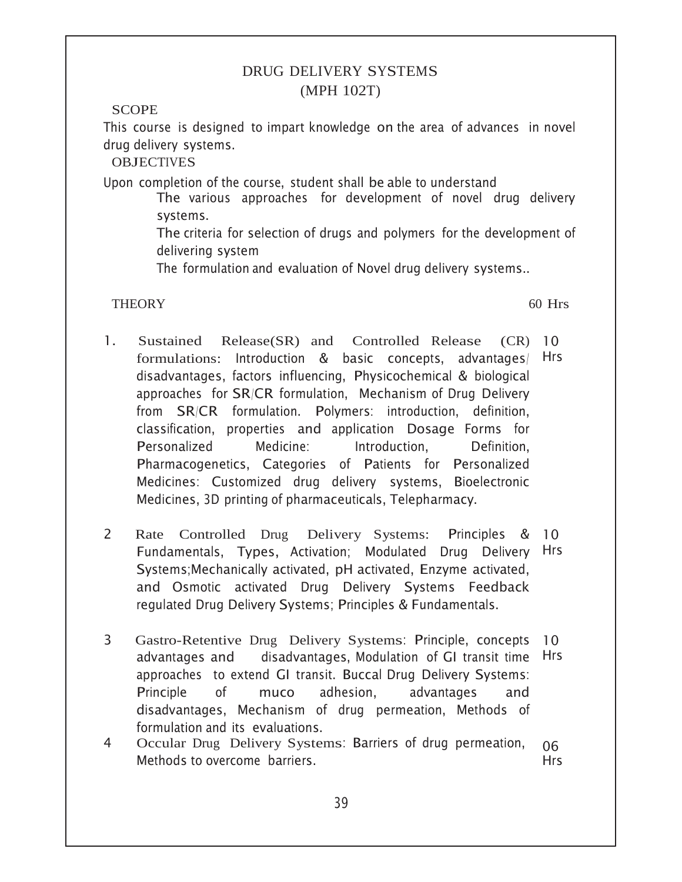# DRUG DELIVERY SYSTEMS
## (MPH 102T)

**SCOPE**

This course is designed to impart knowledge on the area of advances in novel drug delivery systems.

**OBJECTIVES**

Upon completion of the course, student shall be able to understand

- The various approaches for development of novel drug delivery systems.
- The criteria for selection of drugs and polymers for the development of delivering system
- The formulation and evaluation of Novel drug delivery systems..

**THEORY** 60 Hrs

| No. | Topic | Hours |
|---|---|---|
| 1. | Sustained Release(SR) and Controlled Release (CR) formulations: Introduction & basic concepts, advantages/ disadvantages, factors influencing, Physicochemical & biological approaches for SR/CR formulation, Mechanism of Drug Delivery from SR/CR formulation. Polymers: introduction, definition, classification, properties and application Dosage Forms for Personalized Medicine: Introduction, Definition, Pharmacogenetics, Categories of Patients for Personalized Medicines: Customized drug delivery systems, Bioelectronic Medicines, 3D printing of pharmaceuticals, Telepharmacy. | 10 Hrs |
| 2 | Rate Controlled Drug Delivery Systems: Principles & Fundamentals, Types, Activation; Modulated Drug Delivery Systems;Mechanically activated, pH activated, Enzyme activated, and Osmotic activated Drug Delivery Systems Feedback regulated Drug Delivery Systems; Principles & Fundamentals. | 10 Hrs |
| 3 | Gastro-Retentive Drug Delivery Systems: Principle, concepts advantages and disadvantages, Modulation of GI transit time approaches to extend GI transit. Buccal Drug Delivery Systems: Principle of muco adhesion, advantages and disadvantages, Mechanism of drug permeation, Methods of formulation and its evaluations. | 10 Hrs |
| 4 | Occular Drug Delivery Systems: Barriers of drug permeation, Methods to overcome barriers. | 06 Hrs |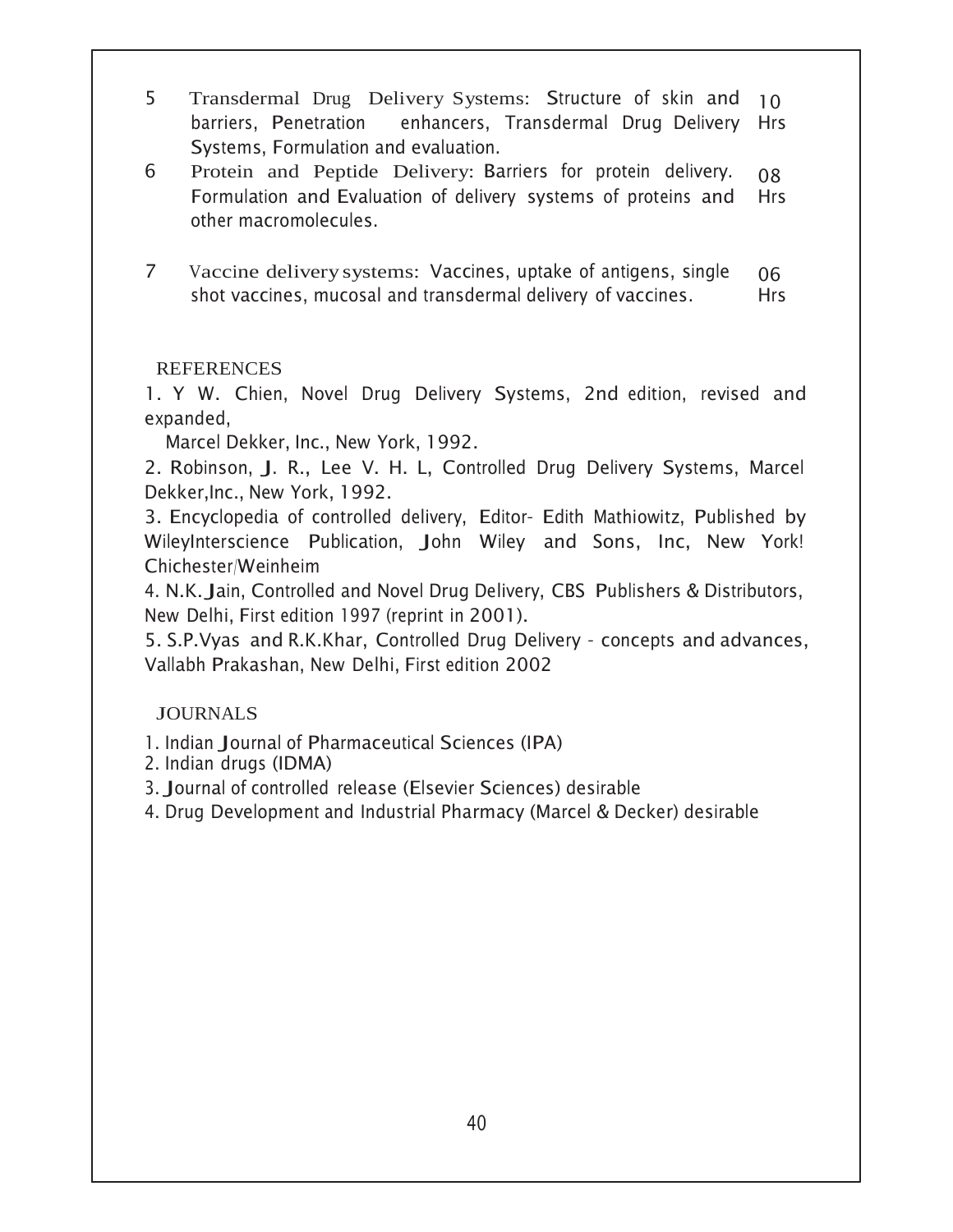| | | |
|---|---|---|
| 5 | Transdermal Drug Delivery Systems: Structure of skin and barriers, Penetration enhancers, Transdermal Drug Delivery Systems, Formulation and evaluation. | 10 Hrs |
| 6 | Protein and Peptide Delivery: Barriers for protein delivery. Formulation and Evaluation of delivery systems of proteins and other macromolecules. | 08 Hrs |
| 7 | Vaccine delivery systems: Vaccines, uptake of antigens, single shot vaccines, mucosal and transdermal delivery of vaccines. | 06 Hrs |

REFERENCES

1. Y W. Chien, Novel Drug Delivery Systems, 2nd edition, revised and expanded,
   Marcel Dekker, Inc., New York, 1992.
2. Robinson, J. R., Lee V. H. L, Controlled Drug Delivery Systems, Marcel Dekker,Inc., New York, 1992.
3. Encyclopedia of controlled delivery, Editor- Edith Mathiowitz, Published by WileyInterscience Publication, John Wiley and Sons, Inc, New York! Chichester/Weinheim
4. N.K. Jain, Controlled and Novel Drug Delivery, CBS Publishers & Distributors, New Delhi, First edition 1997 (reprint in 2001).
5. S.P.Vyas and R.K.Khar, Controlled Drug Delivery - concepts and advances, Vallabh Prakashan, New Delhi, First edition 2002

JOURNALS

1. Indian Journal of Pharmaceutical Sciences (IPA)
2. Indian drugs (IDMA)
3. Journal of controlled release (Elsevier Sciences) desirable
4. Drug Development and Industrial Pharmacy (Marcel & Decker) desirable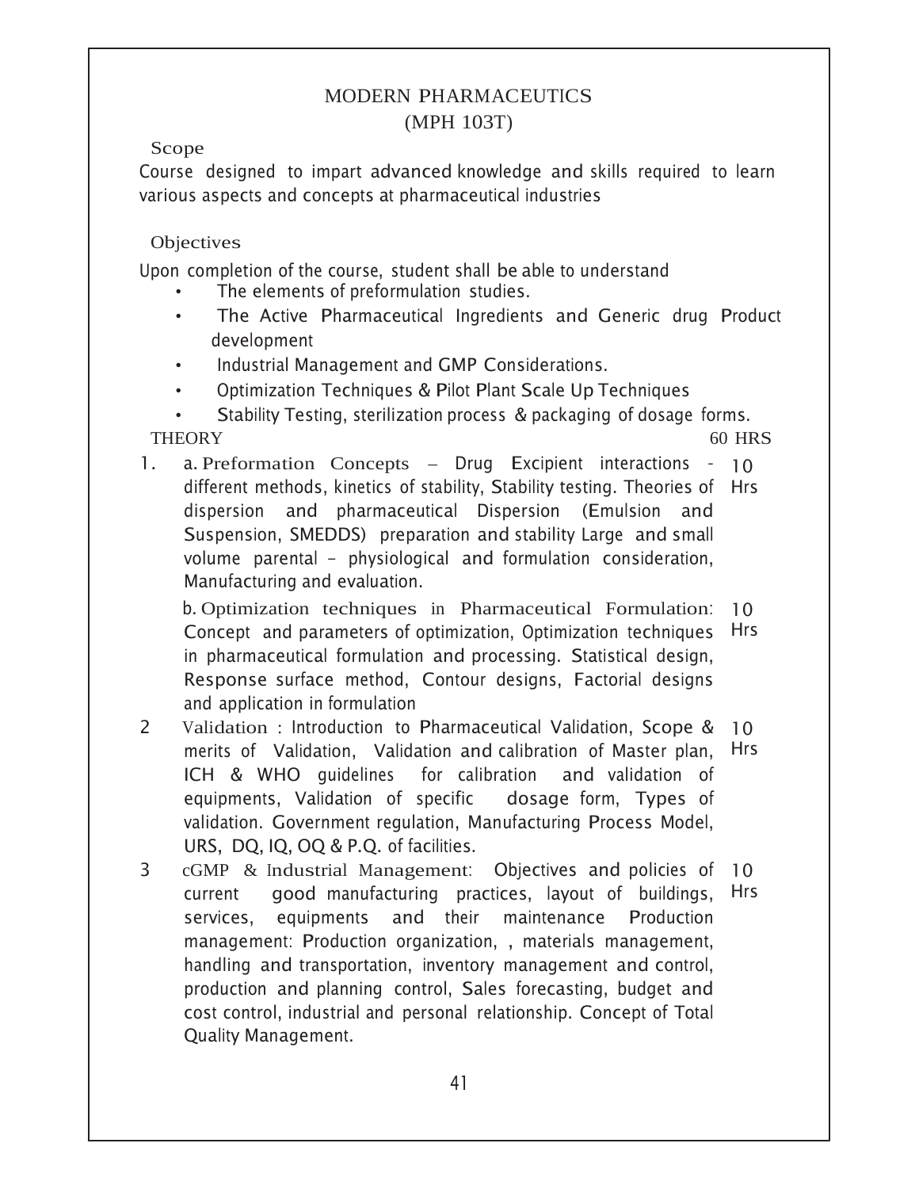# MODERN PHARMACEUTICS
## (MPH 103T)

### Scope

Course designed to impart advanced knowledge and skills required to learn various aspects and concepts at pharmaceutical industries

### Objectives

Upon completion of the course, student shall be able to understand

- The elements of preformulation studies.
- The Active Pharmaceutical Ingredients and Generic drug Product development
- Industrial Management and GMP Considerations.
- Optimization Techniques & Pilot Plant Scale Up Techniques
- Stability Testing, sterilization process & packaging of dosage forms.

THEORY 60 HRS

| | | |
|---|---|---|
| 1. | a. Preformation Concepts – Drug Excipient interactions - different methods, kinetics of stability, Stability testing. Theories of dispersion and pharmaceutical Dispersion (Emulsion and Suspension, SMEDDS) preparation and stability Large and small volume parental – physiological and formulation consideration, Manufacturing and evaluation. | 10 Hrs |
| | b. Optimization techniques in Pharmaceutical Formulation: Concept and parameters of optimization, Optimization techniques in pharmaceutical formulation and processing. Statistical design, Response surface method, Contour designs, Factorial designs and application in formulation | 10 Hrs |
| 2 | Validation : Introduction to Pharmaceutical Validation, Scope & merits of Validation, Validation and calibration of Master plan, ICH & WHO guidelines for calibration and validation of equipments, Validation of specific dosage form, Types of validation. Government regulation, Manufacturing Process Model, URS, DQ, IQ, OQ & P.Q. of facilities. | 10 Hrs |
| 3 | cGMP & Industrial Management: Objectives and policies of current good manufacturing practices, layout of buildings, services, equipments and their maintenance Production management: Production organization, , materials management, handling and transportation, inventory management and control, production and planning control, Sales forecasting, budget and cost control, industrial and personal relationship. Concept of Total Quality Management. | 10 Hrs |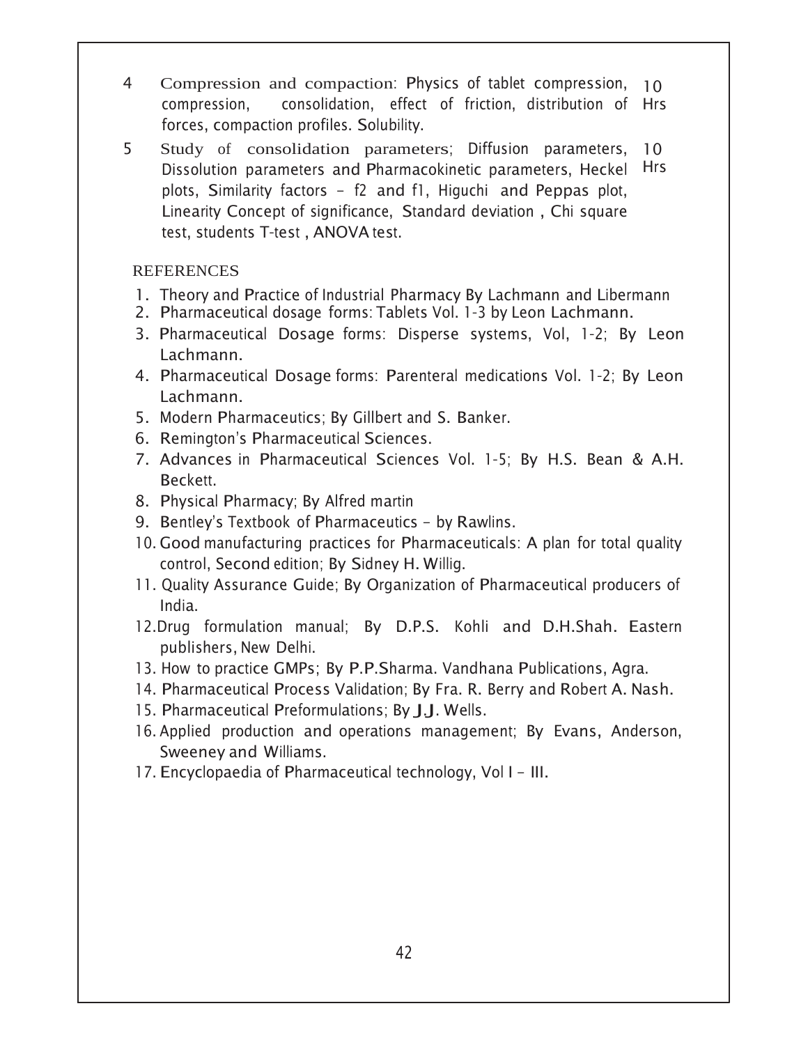| | | |
|---|---|---|
| 4 | Compression and compaction: Physics of tablet compression, compression, consolidation, effect of friction, distribution of forces, compaction profiles. Solubility. | 10 Hrs |
| 5 | Study of consolidation parameters; Diffusion parameters, Dissolution parameters and Pharmacokinetic parameters, Heckel plots, Similarity factors – f2 and f1, Higuchi and Peppas plot, Linearity Concept of significance, Standard deviation , Chi square test, students T-test , ANOVA test. | 10 Hrs |

REFERENCES

1. Theory and Practice of Industrial Pharmacy By Lachmann and Libermann
2. Pharmaceutical dosage forms: Tablets Vol. 1-3 by Leon Lachmann.
3. Pharmaceutical Dosage forms: Disperse systems, Vol, 1-2; By Leon Lachmann.
4. Pharmaceutical Dosage forms: Parenteral medications Vol. 1-2; By Leon Lachmann.
5. Modern Pharmaceutics; By Gillbert and S. Banker.
6. Remington's Pharmaceutical Sciences.
7. Advances in Pharmaceutical Sciences Vol. 1-5; By H.S. Bean & A.H. Beckett.
8. Physical Pharmacy; By Alfred martin
9. Bentley's Textbook of Pharmaceutics – by Rawlins.
10. Good manufacturing practices for Pharmaceuticals: A plan for total quality control, Second edition; By Sidney H. Willig.
11. Quality Assurance Guide; By Organization of Pharmaceutical producers of India.
12. Drug formulation manual; By D.P.S. Kohli and D.H.Shah. Eastern publishers, New Delhi.
13. How to practice GMPs; By P.P.Sharma. Vandhana Publications, Agra.
14. Pharmaceutical Process Validation; By Fra. R. Berry and Robert A. Nash.
15. Pharmaceutical Preformulations; By J.J. Wells.
16. Applied production and operations management; By Evans, Anderson, Sweeney and Williams.
17. Encyclopaedia of Pharmaceutical technology, Vol I – III.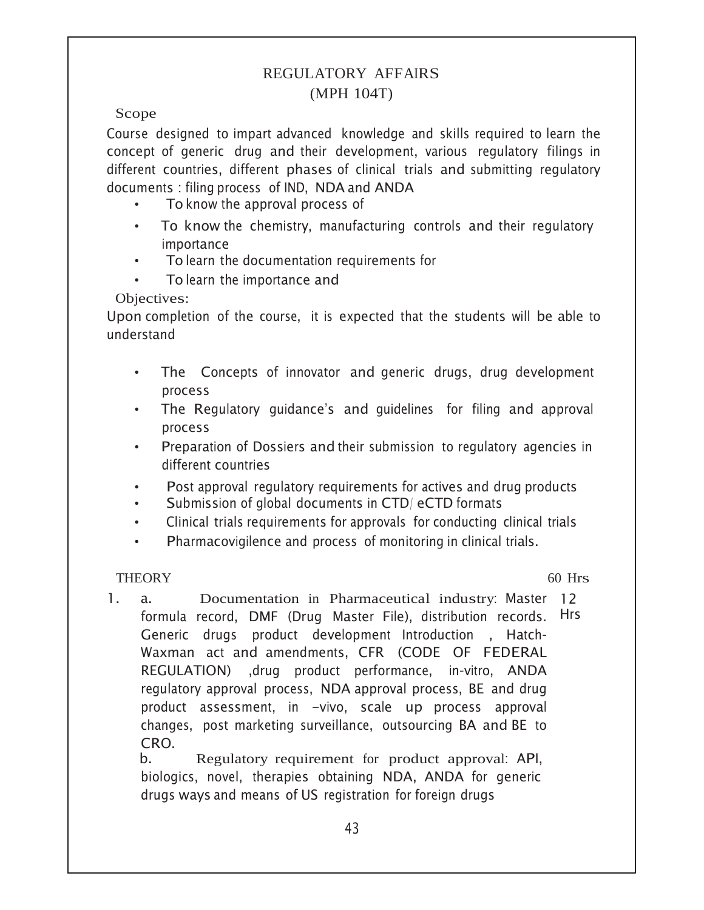# REGULATORY AFFAIRS
## (MPH 104T)

**Scope**

Course designed to impart advanced knowledge and skills required to learn the concept of generic drug and their development, various regulatory filings in different countries, different phases of clinical trials and submitting regulatory documents : filing process of IND, NDA and ANDA

- To know the approval process of
- To know the chemistry, manufacturing controls and their regulatory importance
- To learn the documentation requirements for
- To learn the importance and

**Objectives:**

Upon completion of the course, it is expected that the students will be able to understand

- The Concepts of innovator and generic drugs, drug development process
- The Regulatory guidance's and guidelines for filing and approval process
- Preparation of Dossiers and their submission to regulatory agencies in different countries
- Post approval regulatory requirements for actives and drug products
- Submission of global documents in CTD/ eCTD formats
- Clinical trials requirements for approvals for conducting clinical trials
- Pharmacovigilence and process of monitoring in clinical trials.

**THEORY** — 60 Hrs

1. a. Documentation in Pharmaceutical industry: Master formula record, DMF (Drug Master File), distribution records. Generic drugs product development Introduction , Hatch-Waxman act and amendments, CFR (CODE OF FEDERAL REGULATION) ,drug product performance, in-vitro, ANDA regulatory approval process, NDA approval process, BE and drug product assessment, in -vivo, scale up process approval changes, post marketing surveillance, outsourcing BA and BE to CRO. — 12 Hrs

   b. Regulatory requirement for product approval: API, biologics, novel, therapies obtaining NDA, ANDA for generic drugs ways and means of US registration for foreign drugs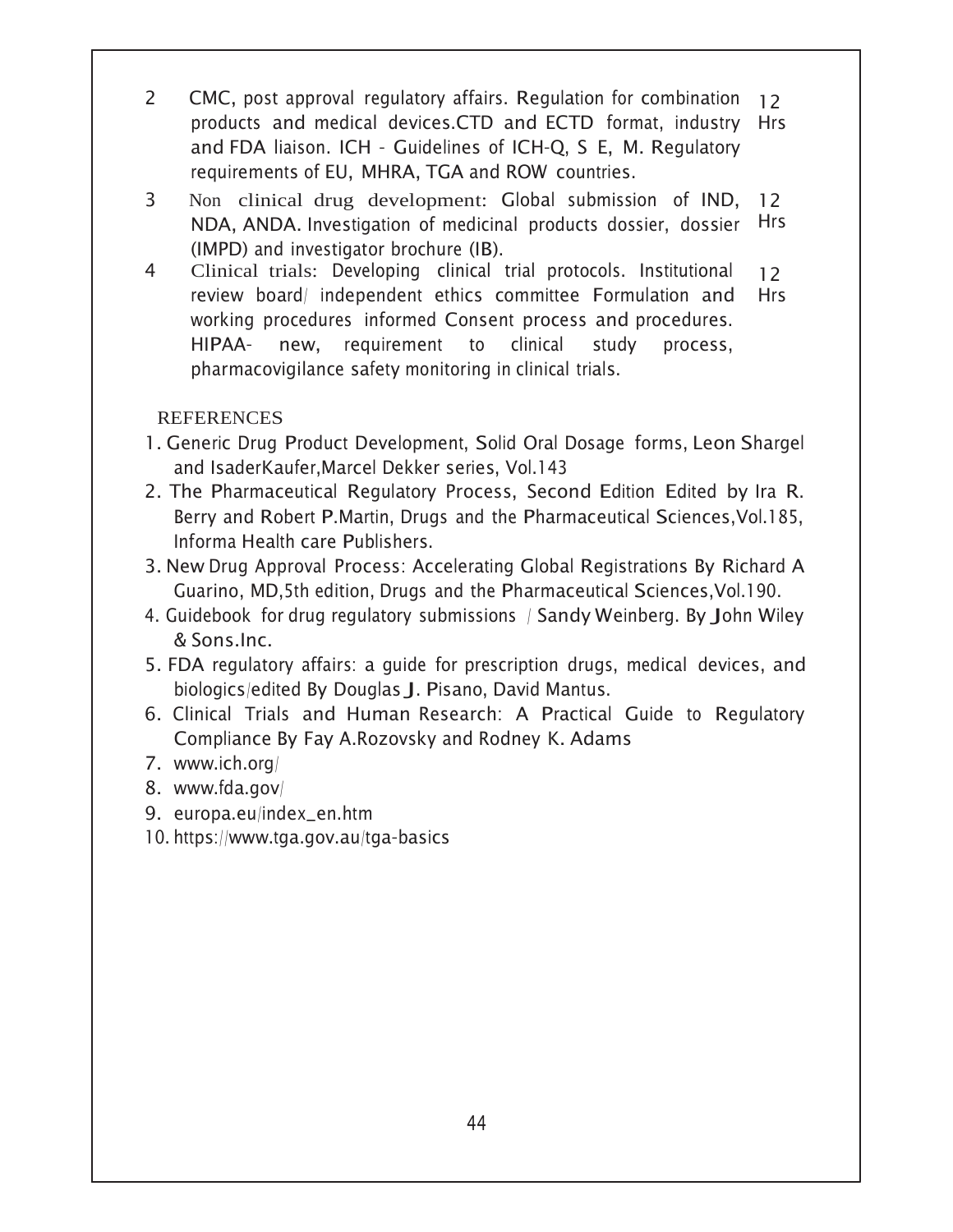| | | |
|---|---|---|
| 2 | CMC, post approval regulatory affairs. Regulation for combination products and medical devices.CTD and ECTD format, industry and FDA liaison. ICH - Guidelines of ICH-Q, S E, M. Regulatory requirements of EU, MHRA, TGA and ROW countries. | 12 Hrs |
| 3 | Non clinical drug development: Global submission of IND, NDA, ANDA. Investigation of medicinal products dossier, dossier (IMPD) and investigator brochure (IB). | 12 Hrs |
| 4 | Clinical trials: Developing clinical trial protocols. Institutional review board/ independent ethics committee Formulation and working procedures informed Consent process and procedures. HIPAA- new, requirement to clinical study process, pharmacovigilance safety monitoring in clinical trials. | 12 Hrs |

REFERENCES

1. Generic Drug Product Development, Solid Oral Dosage forms, Leon Shargel and IsaderKaufer,Marcel Dekker series, Vol.143
2. The Pharmaceutical Regulatory Process, Second Edition Edited by Ira R. Berry and Robert P.Martin, Drugs and the Pharmaceutical Sciences,Vol.185, Informa Health care Publishers.
3. New Drug Approval Process: Accelerating Global Registrations By Richard A Guarino, MD,5th edition, Drugs and the Pharmaceutical Sciences,Vol.190.
4. Guidebook for drug regulatory submissions / Sandy Weinberg. By John Wiley & Sons.Inc.
5. FDA regulatory affairs: a guide for prescription drugs, medical devices, and biologics/edited By Douglas J. Pisano, David Mantus.
6. Clinical Trials and Human Research: A Practical Guide to Regulatory Compliance By Fay A.Rozovsky and Rodney K. Adams
7. www.ich.org/
8. www.fda.gov/
9. europa.eu/index_en.htm
10. https://www.tga.gov.au/tga-basics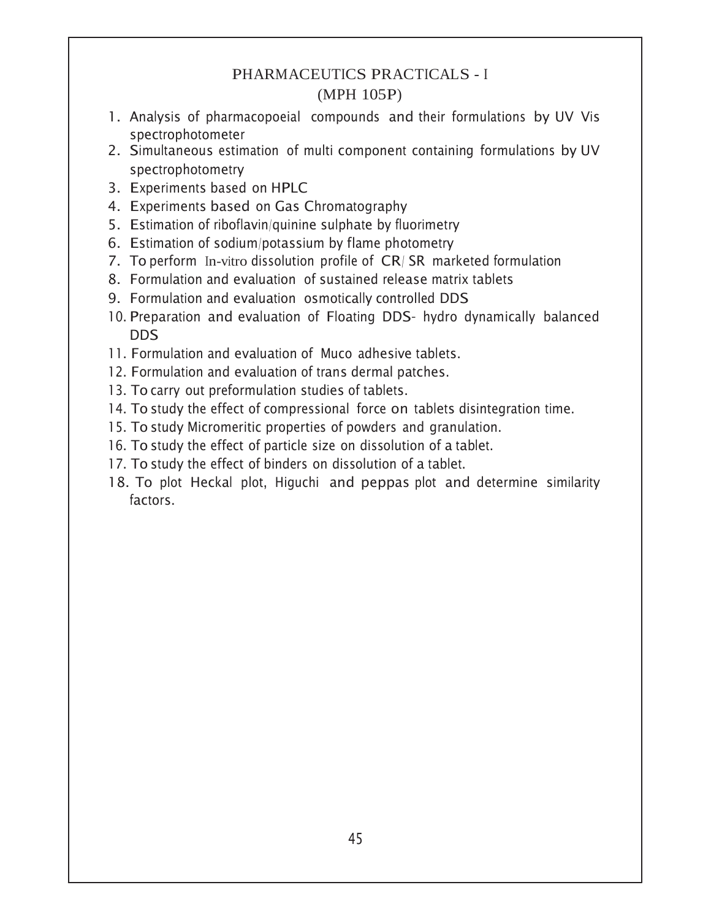# PHARMACEUTICS PRACTICALS - I
## (MPH 105P)

1. Analysis of pharmacopoeial compounds and their formulations by UV Vis spectrophotometer
2. Simultaneous estimation of multi component containing formulations by UV spectrophotometry
3. Experiments based on HPLC
4. Experiments based on Gas Chromatography
5. Estimation of riboflavin/quinine sulphate by fluorimetry
6. Estimation of sodium/potassium by flame photometry
7. To perform In-vitro dissolution profile of CR/ SR marketed formulation
8. Formulation and evaluation of sustained release matrix tablets
9. Formulation and evaluation osmotically controlled DDS
10. Preparation and evaluation of Floating DDS- hydro dynamically balanced DDS
11. Formulation and evaluation of Muco adhesive tablets.
12. Formulation and evaluation of trans dermal patches.
13. To carry out preformulation studies of tablets.
14. To study the effect of compressional force on tablets disintegration time.
15. To study Micromeritic properties of powders and granulation.
16. To study the effect of particle size on dissolution of a tablet.
17. To study the effect of binders on dissolution of a tablet.
18. To plot Heckal plot, Higuchi and peppas plot and determine similarity factors.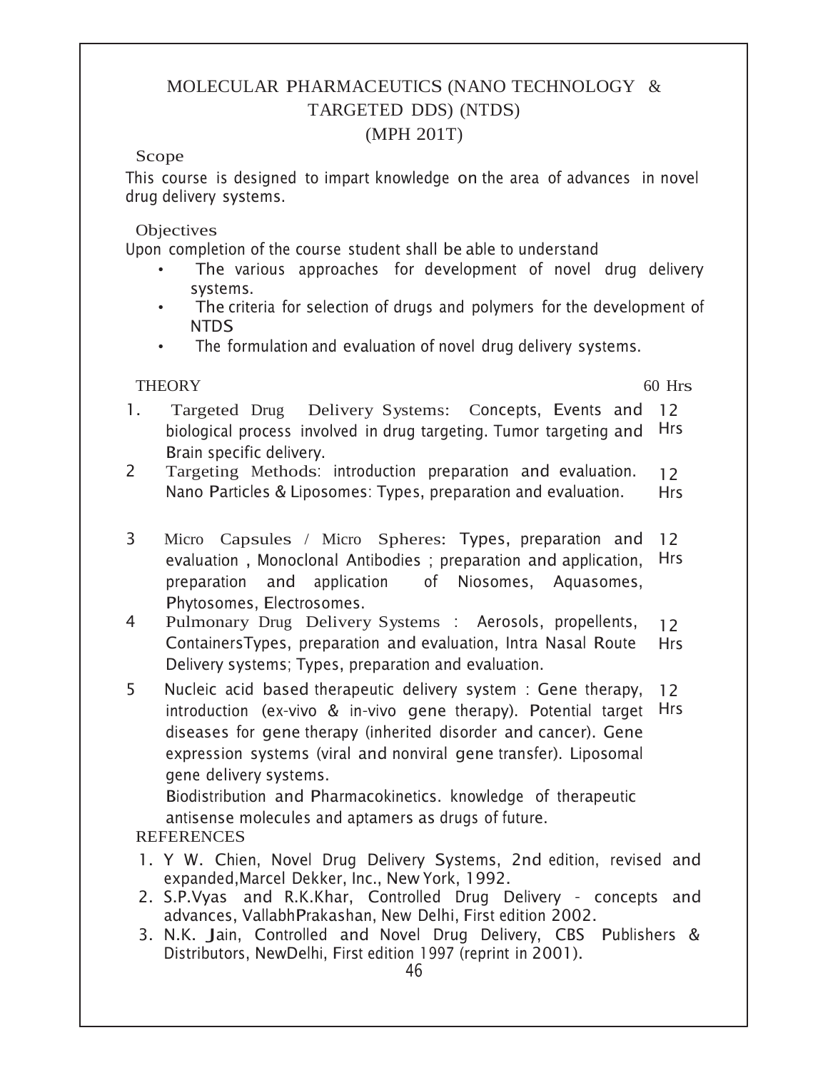# MOLECULAR PHARMACEUTICS (NANO TECHNOLOGY & TARGETED DDS) (NTDS)

## (MPH 201T)

### Scope

This course is designed to impart knowledge on the area of advances in novel drug delivery systems.

### Objectives

Upon completion of the course student shall be able to understand

- The various approaches for development of novel drug delivery systems.
- The criteria for selection of drugs and polymers for the development of NTDS
- The formulation and evaluation of novel drug delivery systems.

### THEORY 60 Hrs

| | | |
|---|---|---|
| 1. | Targeted Drug Delivery Systems: Concepts, Events and biological process involved in drug targeting. Tumor targeting and Brain specific delivery. | 12 Hrs |
| 2 | Targeting Methods: introduction preparation and evaluation. Nano Particles & Liposomes: Types, preparation and evaluation. | 12 Hrs |
| 3 | Micro Capsules / Micro Spheres: Types, preparation and evaluation , Monoclonal Antibodies ; preparation and application, preparation and application of Niosomes, Aquasomes, Phytosomes, Electrosomes. | 12 Hrs |
| 4 | Pulmonary Drug Delivery Systems : Aerosols, propellents, ContainersTypes, preparation and evaluation, Intra Nasal Route Delivery systems; Types, preparation and evaluation. | 12 Hrs |
| 5 | Nucleic acid based therapeutic delivery system : Gene therapy, introduction (ex-vivo & in-vivo gene therapy). Potential target diseases for gene therapy (inherited disorder and cancer). Gene expression systems (viral and nonviral gene transfer). Liposomal gene delivery systems. Biodistribution and Pharmacokinetics. knowledge of therapeutic antisense molecules and aptamers as drugs of future. | 12 Hrs |

### REFERENCES

1. Y W. Chien, Novel Drug Delivery Systems, 2nd edition, revised and expanded,Marcel Dekker, Inc., New York, 1992.
2. S.P.Vyas and R.K.Khar, Controlled Drug Delivery - concepts and advances, VallabhPrakashan, New Delhi, First edition 2002.
3. N.K. Jain, Controlled and Novel Drug Delivery, CBS Publishers & Distributors, NewDelhi, First edition 1997 (reprint in 2001).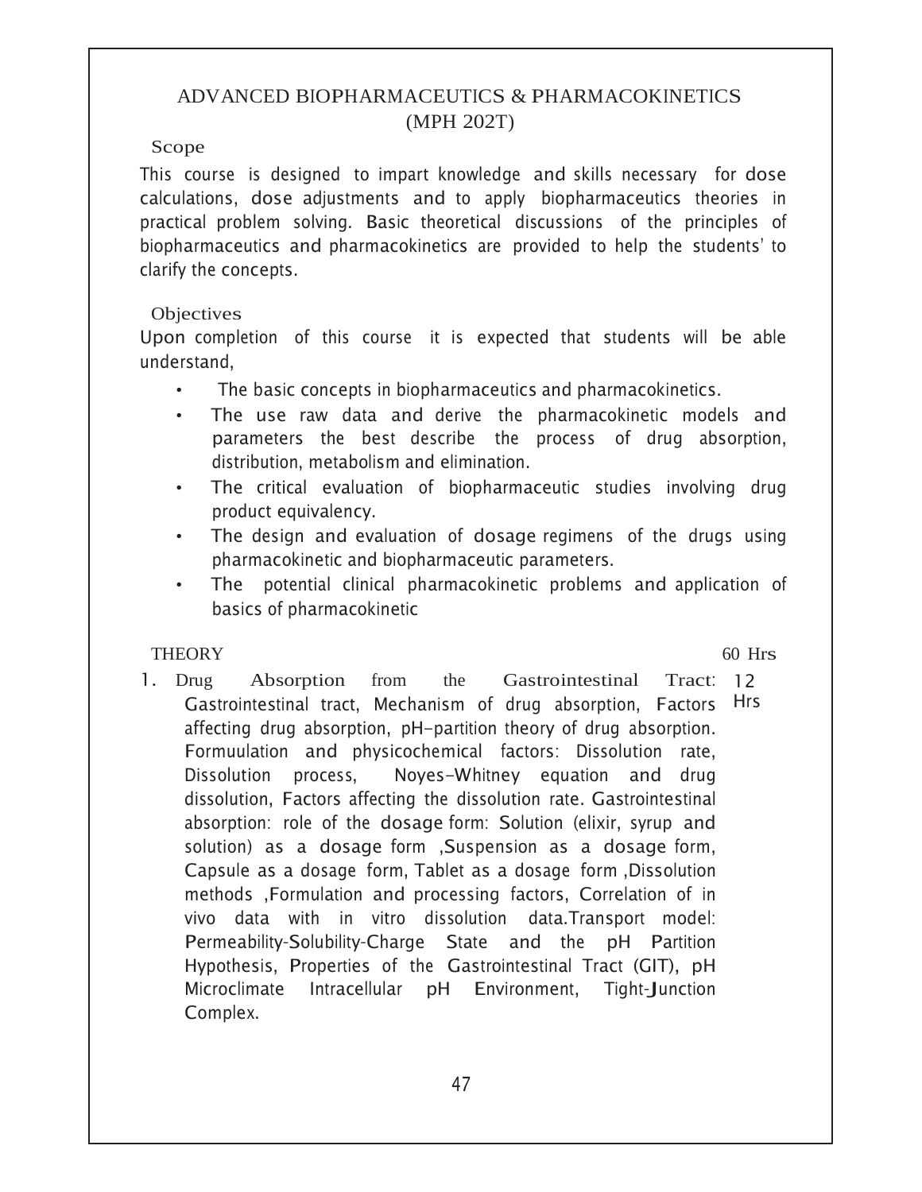# ADVANCED BIOPHARMACEUTICS & PHARMACOKINETICS (MPH 202T)

## Scope

This course is designed to impart knowledge and skills necessary for dose calculations, dose adjustments and to apply biopharmaceutics theories in practical problem solving. Basic theoretical discussions of the principles of biopharmaceutics and pharmacokinetics are provided to help the students' to clarify the concepts.

## Objectives

Upon completion of this course it is expected that students will be able understand,

- The basic concepts in biopharmaceutics and pharmacokinetics.
- The use raw data and derive the pharmacokinetic models and parameters the best describe the process of drug absorption, distribution, metabolism and elimination.
- The critical evaluation of biopharmaceutic studies involving drug product equivalency.
- The design and evaluation of dosage regimens of the drugs using pharmacokinetic and biopharmaceutic parameters.
- The potential clinical pharmacokinetic problems and application of basics of pharmacokinetic

## THEORY — 60 Hrs

1. **Drug Absorption from the Gastrointestinal Tract:** (12 Hrs)
   Gastrointestinal tract, Mechanism of drug absorption, Factors affecting drug absorption, pH–partition theory of drug absorption. Formuulation and physicochemical factors: Dissolution rate, Dissolution process, Noyes–Whitney equation and drug dissolution, Factors affecting the dissolution rate. Gastrointestinal absorption: role of the dosage form: Solution (elixir, syrup and solution) as a dosage form ,Suspension as a dosage form, Capsule as a dosage form, Tablet as a dosage form ,Dissolution methods ,Formulation and processing factors, Correlation of in vivo data with in vitro dissolution data.Transport model: Permeability-Solubility-Charge State and the pH Partition Hypothesis, Properties of the Gastrointestinal Tract (GIT), pH Microclimate Intracellular pH Environment, Tight-Junction Complex.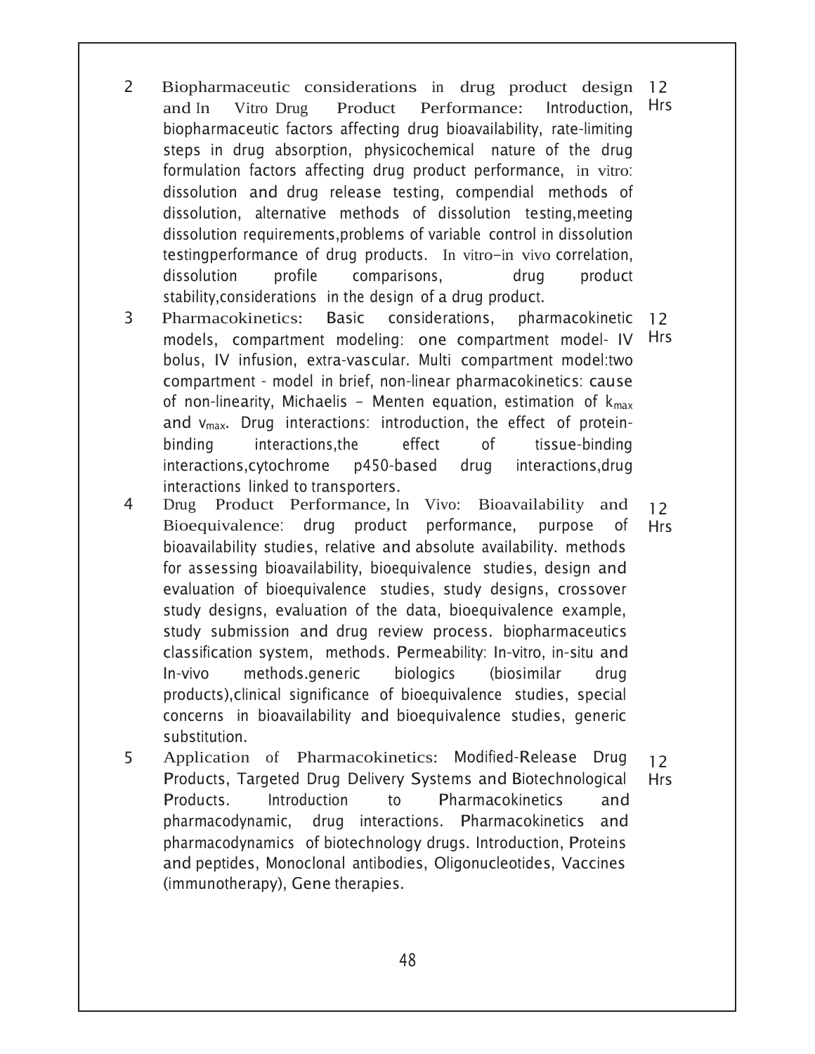| | | |
|---|---|---|
| 2 | Biopharmaceutic considerations in drug product design and In Vitro Drug Product Performance: Introduction, biopharmaceutic factors affecting drug bioavailability, rate-limiting steps in drug absorption, physicochemical nature of the drug formulation factors affecting drug product performance, in vitro: dissolution and drug release testing, compendial methods of dissolution, alternative methods of dissolution testing,meeting dissolution requirements,problems of variable control in dissolution testingperformance of drug products. In vitro-in vivo correlation, dissolution profile comparisons, drug product stability,considerations in the design of a drug product. | 12 Hrs |
| 3 | Pharmacokinetics: Basic considerations, pharmacokinetic models, compartment modeling: one compartment model- IV bolus, IV infusion, extra-vascular. Multi compartment model:two compartment - model in brief, non-linear pharmacokinetics: cause of non-linearity, Michaelis – Menten equation, estimation of $k_{max}$ and $v_{max}$. Drug interactions: introduction, the effect of protein-binding interactions,the effect of tissue-binding interactions,cytochrome p450-based drug interactions,drug interactions linked to transporters. | 12 Hrs |
| 4 | Drug Product Performance, In Vivo: Bioavailability and Bioequivalence: drug product performance, purpose of bioavailability studies, relative and absolute availability. methods for assessing bioavailability, bioequivalence studies, design and evaluation of bioequivalence studies, study designs, crossover study designs, evaluation of the data, bioequivalence example, study submission and drug review process. biopharmaceutics classification system, methods. Permeability: In-vitro, in-situ and In-vivo methods.generic biologics (biosimilar drug products),clinical significance of bioequivalence studies, special concerns in bioavailability and bioequivalence studies, generic substitution. | 12 Hrs |
| 5 | Application of Pharmacokinetics: Modified-Release Drug Products, Targeted Drug Delivery Systems and Biotechnological Products. Introduction to Pharmacokinetics and pharmacodynamic, drug interactions. Pharmacokinetics and pharmacodynamics of biotechnology drugs. Introduction, Proteins and peptides, Monoclonal antibodies, Oligonucleotides, Vaccines (immunotherapy), Gene therapies. | 12 Hrs |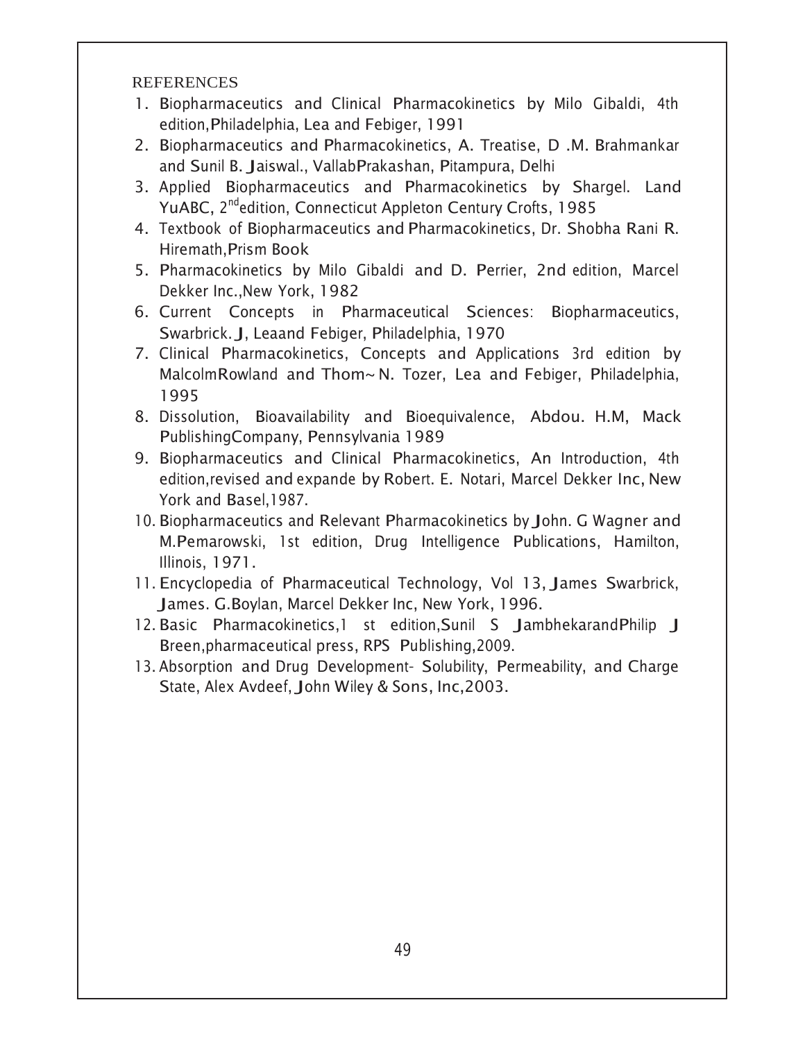REFERENCES

1. Biopharmaceutics and Clinical Pharmacokinetics by Milo Gibaldi, 4th edition,Philadelphia, Lea and Febiger, 1991
2. Biopharmaceutics and Pharmacokinetics, A. Treatise, D .M. Brahmankar and Sunil B. Jaiswal., VallabPrakashan, Pitampura, Delhi
3. Applied Biopharmaceutics and Pharmacokinetics by Shargel. Land YuABC, 2nd edition, Connecticut Appleton Century Crofts, 1985
4. Textbook of Biopharmaceutics and Pharmacokinetics, Dr. Shobha Rani R. Hiremath,Prism Book
5. Pharmacokinetics by Milo Gibaldi and D. Perrier, 2nd edition, Marcel Dekker Inc.,New York, 1982
6. Current Concepts in Pharmaceutical Sciences: Biopharmaceutics, Swarbrick. J, Leaand Febiger, Philadelphia, 1970
7. Clinical Pharmacokinetics, Concepts and Applications 3rd edition by MalcolmRowland and Thom~ N. Tozer, Lea and Febiger, Philadelphia, 1995
8. Dissolution, Bioavailability and Bioequivalence, Abdou. H.M, Mack PublishingCompany, Pennsylvania 1989
9. Biopharmaceutics and Clinical Pharmacokinetics, An Introduction, 4th edition,revised and expande by Robert. E. Notari, Marcel Dekker Inc, New York and Basel,1987.
10. Biopharmaceutics and Relevant Pharmacokinetics by John. G Wagner and M.Pemarowski, 1st edition, Drug Intelligence Publications, Hamilton, Illinois, 1971.
11. Encyclopedia of Pharmaceutical Technology, Vol 13, James Swarbrick, James. G.Boylan, Marcel Dekker Inc, New York, 1996.
12. Basic Pharmacokinetics,1 st edition,Sunil S JambhekarandPhilip J Breen,pharmaceutical press, RPS Publishing,2009.
13. Absorption and Drug Development- Solubility, Permeability, and Charge State, Alex Avdeef, John Wiley & Sons, Inc,2003.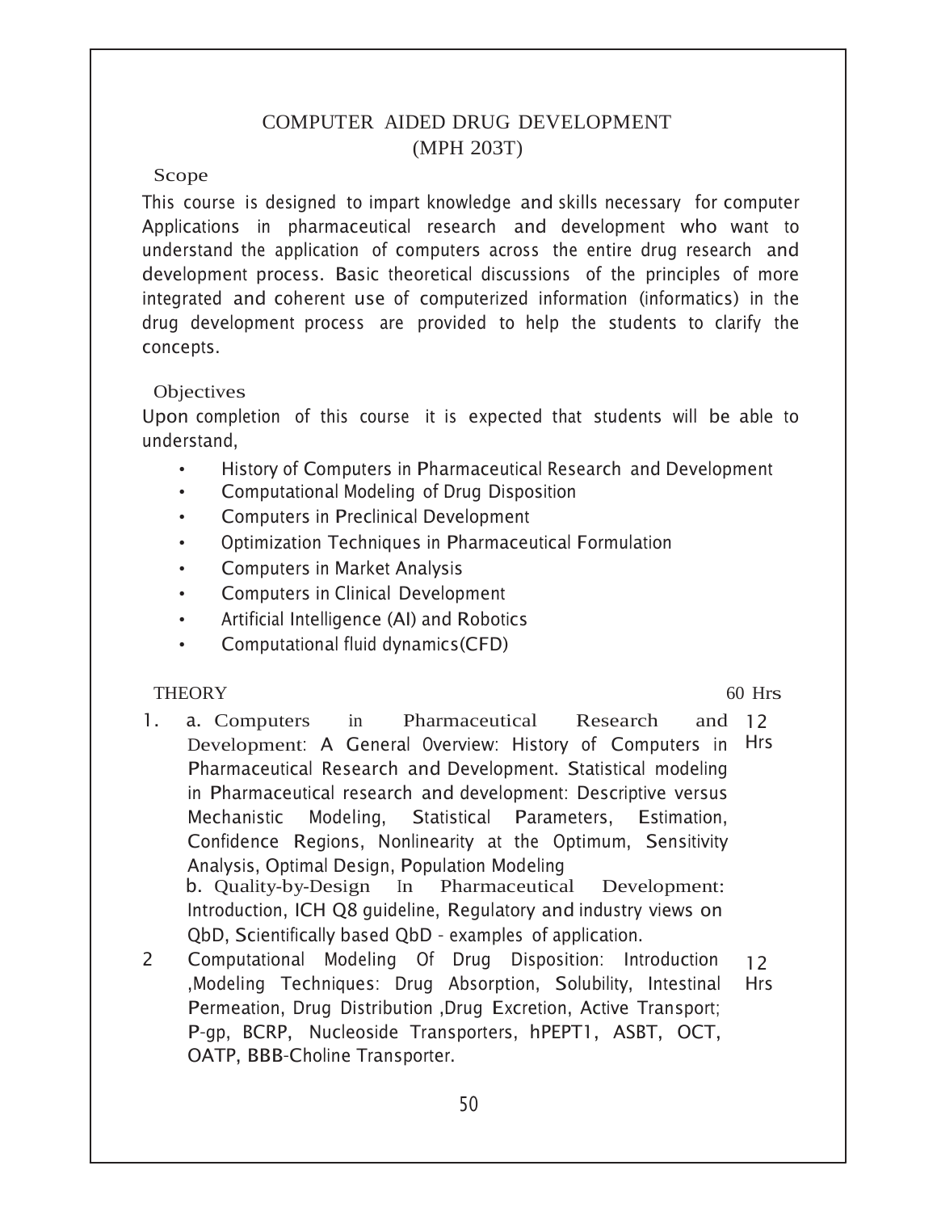# COMPUTER AIDED DRUG DEVELOPMENT
## (MPH 203T)

### Scope

This course is designed to impart knowledge and skills necessary for computer Applications in pharmaceutical research and development who want to understand the application of computers across the entire drug research and development process. Basic theoretical discussions of the principles of more integrated and coherent use of computerized information (informatics) in the drug development process are provided to help the students to clarify the concepts.

### Objectives

Upon completion of this course it is expected that students will be able to understand,

- History of Computers in Pharmaceutical Research and Development
- Computational Modeling of Drug Disposition
- Computers in Preclinical Development
- Optimization Techniques in Pharmaceutical Formulation
- Computers in Market Analysis
- Computers in Clinical Development
- Artificial Intelligence (AI) and Robotics
- Computational fluid dynamics(CFD)

### THEORY 60 Hrs

1. a. Computers in Pharmaceutical Research and Development: A General Overview: History of Computers in Pharmaceutical Research and Development. Statistical modeling in Pharmaceutical research and development: Descriptive versus Mechanistic Modeling, Statistical Parameters, Estimation, Confidence Regions, Nonlinearity at the Optimum, Sensitivity Analysis, Optimal Design, Population Modeling — 12 Hrs
   b. Quality-by-Design In Pharmaceutical Development: Introduction, ICH Q8 guideline, Regulatory and industry views on QbD, Scientifically based QbD - examples of application.
2. Computational Modeling Of Drug Disposition: Introduction ,Modeling Techniques: Drug Absorption, Solubility, Intestinal Permeation, Drug Distribution ,Drug Excretion, Active Transport; P-gp, BCRP, Nucleoside Transporters, hPEPT1, ASBT, OCT, OATP, BBB-Choline Transporter. — 12 Hrs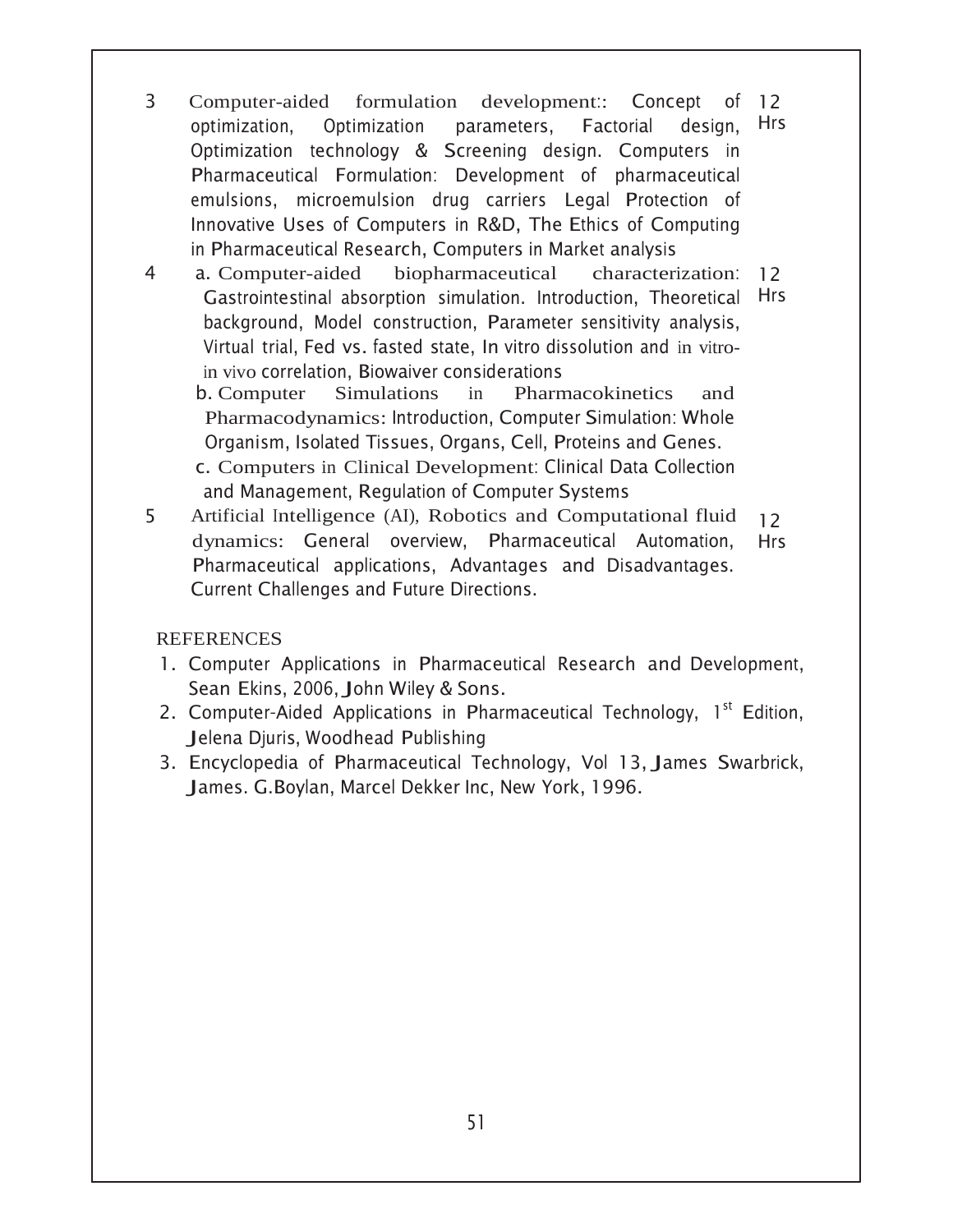| | | |
|---|---|---|
| 3 | Computer-aided formulation development:: Concept of optimization, Optimization parameters, Factorial design, Optimization technology & Screening design. Computers in Pharmaceutical Formulation: Development of pharmaceutical emulsions, microemulsion drug carriers Legal Protection of Innovative Uses of Computers in R&D, The Ethics of Computing in Pharmaceutical Research, Computers in Market analysis | 12 Hrs |
| 4 | a. Computer-aided biopharmaceutical characterization: Gastrointestinal absorption simulation. Introduction, Theoretical background, Model construction, Parameter sensitivity analysis, Virtual trial, Fed vs. fasted state, In vitro dissolution and in vitro-in vivo correlation, Biowaiver considerations<br>b. Computer Simulations in Pharmacokinetics and Pharmacodynamics: Introduction, Computer Simulation: Whole Organism, Isolated Tissues, Organs, Cell, Proteins and Genes.<br>c. Computers in Clinical Development: Clinical Data Collection and Management, Regulation of Computer Systems | 12 Hrs |
| 5 | Artificial Intelligence (AI), Robotics and Computational fluid dynamics: General overview, Pharmaceutical Automation, Pharmaceutical applications, Advantages and Disadvantages. Current Challenges and Future Directions. | 12 Hrs |

REFERENCES

1. Computer Applications in Pharmaceutical Research and Development, Sean Ekins, 2006, John Wiley & Sons.
2. Computer-Aided Applications in Pharmaceutical Technology, 1st Edition, Jelena Djuris, Woodhead Publishing
3. Encyclopedia of Pharmaceutical Technology, Vol 13, James Swarbrick, James. G.Boylan, Marcel Dekker Inc, New York, 1996.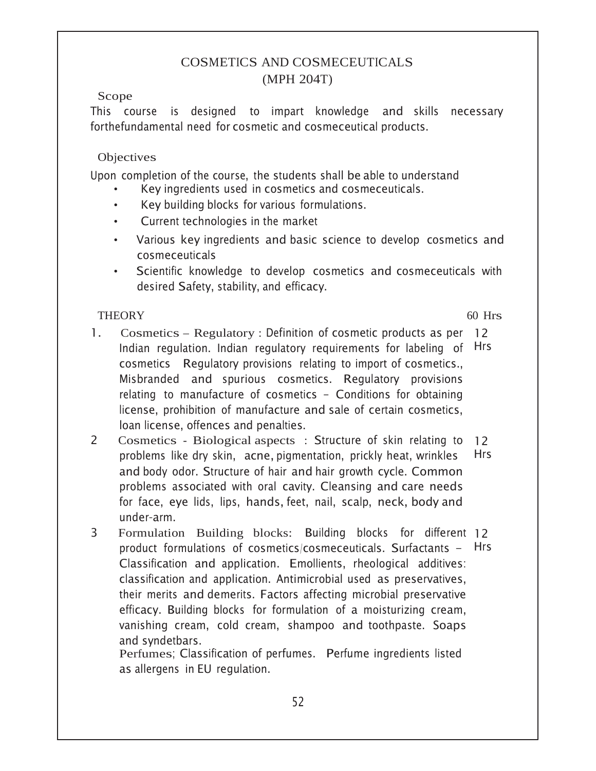# COSMETICS AND COSMECEUTICALS
## (MPH 204T)

### Scope

This course is designed to impart knowledge and skills necessary forthefundamental need for cosmetic and cosmeceutical products.

### Objectives

Upon completion of the course, the students shall be able to understand

- Key ingredients used in cosmetics and cosmeceuticals.
- Key building blocks for various formulations.
- Current technologies in the market
- Various key ingredients and basic science to develop cosmetics and cosmeceuticals
- Scientific knowledge to develop cosmetics and cosmeceuticals with desired Safety, stability, and efficacy.

### THEORY — 60 Hrs

| No. | Content | Hours |
|---|---|---|
| 1. | Cosmetics – Regulatory : Definition of cosmetic products as per Indian regulation. Indian regulatory requirements for labeling of cosmetics Regulatory provisions relating to import of cosmetics., Misbranded and spurious cosmetics. Regulatory provisions relating to manufacture of cosmetics – Conditions for obtaining license, prohibition of manufacture and sale of certain cosmetics, loan license, offences and penalties. | 12 Hrs |
| 2 | Cosmetics - Biological aspects : Structure of skin relating to problems like dry skin, acne, pigmentation, prickly heat, wrinkles and body odor. Structure of hair and hair growth cycle. Common problems associated with oral cavity. Cleansing and care needs for face, eye lids, lips, hands, feet, nail, scalp, neck, body and under-arm. | 12 Hrs |
| 3 | Formulation Building blocks: Building blocks for different product formulations of cosmetics/cosmeceuticals. Surfactants – Classification and application. Emollients, rheological additives: classification and application. Antimicrobial used as preservatives, their merits and demerits. Factors affecting microbial preservative efficacy. Building blocks for formulation of a moisturizing cream, vanishing cream, cold cream, shampoo and toothpaste. Soaps and syndetbars.<br>Perfumes; Classification of perfumes. Perfume ingredients listed as allergens in EU regulation. | 12 Hrs |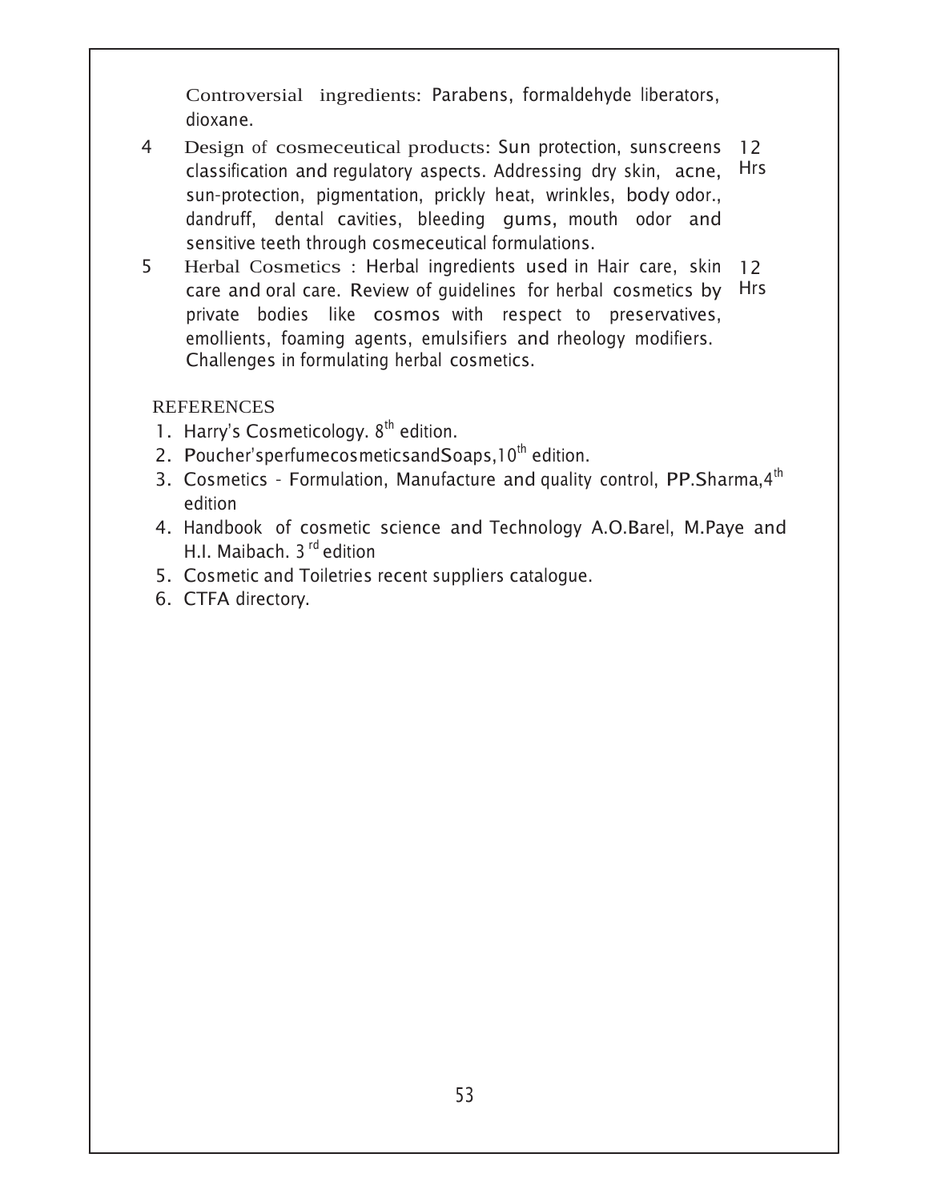Controversial ingredients: Parabens, formaldehyde liberators, dioxane.

| | | |
|---|---|---|
| 4 | Design of cosmeceutical products: Sun protection, sunscreens classification and regulatory aspects. Addressing dry skin, acne, sun-protection, pigmentation, prickly heat, wrinkles, body odor., dandruff, dental cavities, bleeding gums, mouth odor and sensitive teeth through cosmeceutical formulations. | 12 Hrs |
| 5 | Herbal Cosmetics : Herbal ingredients used in Hair care, skin care and oral care. Review of guidelines for herbal cosmetics by private bodies like cosmos with respect to preservatives, emollients, foaming agents, emulsifiers and rheology modifiers. Challenges in formulating herbal cosmetics. | 12 Hrs |

REFERENCES

1. Harry's Cosmeticology. 8th edition.
2. Poucher'sperfumecosmeticsandSoaps,10th edition.
3. Cosmetics - Formulation, Manufacture and quality control, PP.Sharma,4th edition
4. Handbook of cosmetic science and Technology A.O.Barel, M.Paye and H.I. Maibach. 3rd edition
5. Cosmetic and Toiletries recent suppliers catalogue.
6. CTFA directory.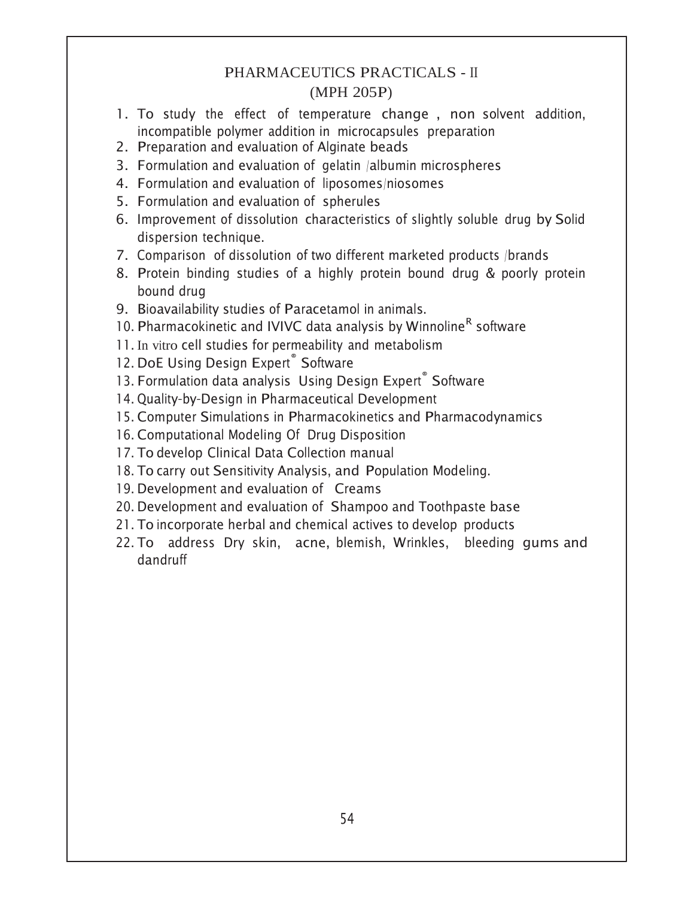# PHARMACEUTICS PRACTICALS - II
## (MPH 205P)

1. To study the effect of temperature change , non solvent addition, incompatible polymer addition in microcapsules preparation
2. Preparation and evaluation of Alginate beads
3. Formulation and evaluation of gelatin /albumin microspheres
4. Formulation and evaluation of liposomes/niosomes
5. Formulation and evaluation of spherules
6. Improvement of dissolution characteristics of slightly soluble drug by Solid dispersion technique.
7. Comparison of dissolution of two different marketed products /brands
8. Protein binding studies of a highly protein bound drug & poorly protein bound drug
9. Bioavailability studies of Paracetamol in animals.
10. Pharmacokinetic and IVIVC data analysis by Winnoline[R] software
11. *In vitro* cell studies for permeability and metabolism
12. DoE Using Design Expert® Software
13. Formulation data analysis Using Design Expert® Software
14. Quality-by-Design in Pharmaceutical Development
15. Computer Simulations in Pharmacokinetics and Pharmacodynamics
16. Computational Modeling Of Drug Disposition
17. To develop Clinical Data Collection manual
18. To carry out Sensitivity Analysis, and Population Modeling.
19. Development and evaluation of Creams
20. Development and evaluation of Shampoo and Toothpaste base
21. To incorporate herbal and chemical actives to develop products
22. To address Dry skin, acne, blemish, Wrinkles, bleeding gums and dandruff